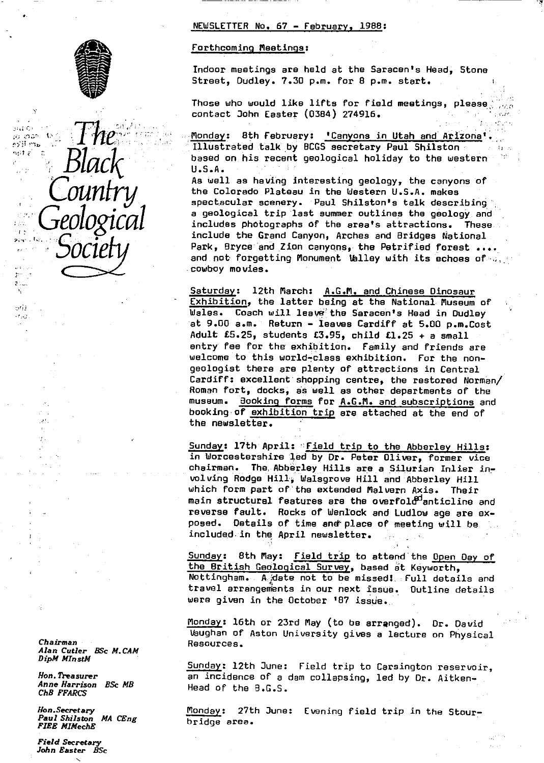# The Black Country Geological Society

**NEWSLETTER No. 67 - February, 1988:**

## Forthcoming Meetings:

Indoor meetings are held at the Saracen's Head, Stone Street, Dudley. 7.30 p.m. for 8 p.m. start.

Those who would like lifts for field meetings, please contact John Easter (0384) 274916.

Monday: 8th February: 'Canyons in Utah and Arizona'. Illustrated talk by BCGS secretary Paul Shilston based on his recent geological holiday to the western U.S.A.
As well as having interesting geology, the canyons of the Colorado Plateau in the Western U.S.A. makes spectacular scenery. Paul Shilston's talk describing a geological trip last summer outlines the geology and includes photographs of the area's attractions. These include the Grand Canyon, Arches and Bridges National Park, Bryce and Zion canyons, the Petrified forest .... and not forgetting Monument Valley with its echoes of cowboy movies.

Saturday: 12th March: A.G.M. and Chinese Dinosaur Exhibition, the latter being at the National Museum of Wales. Coach will leave the Saracen's Head in Dudley at 9.00 a.m. Return - leaves Cardiff at 5.00 p.m. Cost Adult £5.25, students £3.95, child £1.25 + a small entry fee for the exhibition. Family and friends are welcome to this world-class exhibition. For the non-geologist there are plenty of attractions in Central Cardiff: excellent shopping centre, the restored Norman/ Roman fort, docks, as well as other departments of the museum. Booking forms for A.G.M. and subscriptions and booking of exhibition trip are attached at the end of the newsletter.

Sunday: 17th April: Field trip to the Abberley Hills: in Worcestershire led by Dr. Peter Oliver, former vice chairman. The Abberley Hills are a Silurian Inlier involving Rodge Hill, Walsgrove Hill and Abberley Hill which form part of the extended Malvern Axis. Their main structural features are the overfolded anticline and reverse fault. Rocks of Wenlock and Ludlow age are exposed. Details of time and place of meeting will be included in the April newsletter.

Sunday: 8th May: Field trip to attend the Open Day of the British Geological Survey, based at Keyworth, Nottingham. A date not to be missed! Full details and travel arrangements in our next issue. Outline details were given in the October '87 issue.

Monday: 16th or 23rd May (to be arranged). Dr. David Vaughan of Aston University gives a lecture on Physical Resources.

Sunday: 12th June: Field trip to Carsington reservoir, an incidence of a dam collapsing, led by Dr. Aitken-Head of the B.G.S.

Monday: 27th June: Evening field trip in the Stourbridge area.

*Chairman*
*Alan Cutler BSc M.CAM DipM MInstM*

*Hon. Treasurer*
*Anne Harrison BSc MB ChB FFARCS*

*Hon. Secretary*
*Paul Shilston MA CEng FIEE MIMechE*

*Field Secretary*
*John Easter BSc*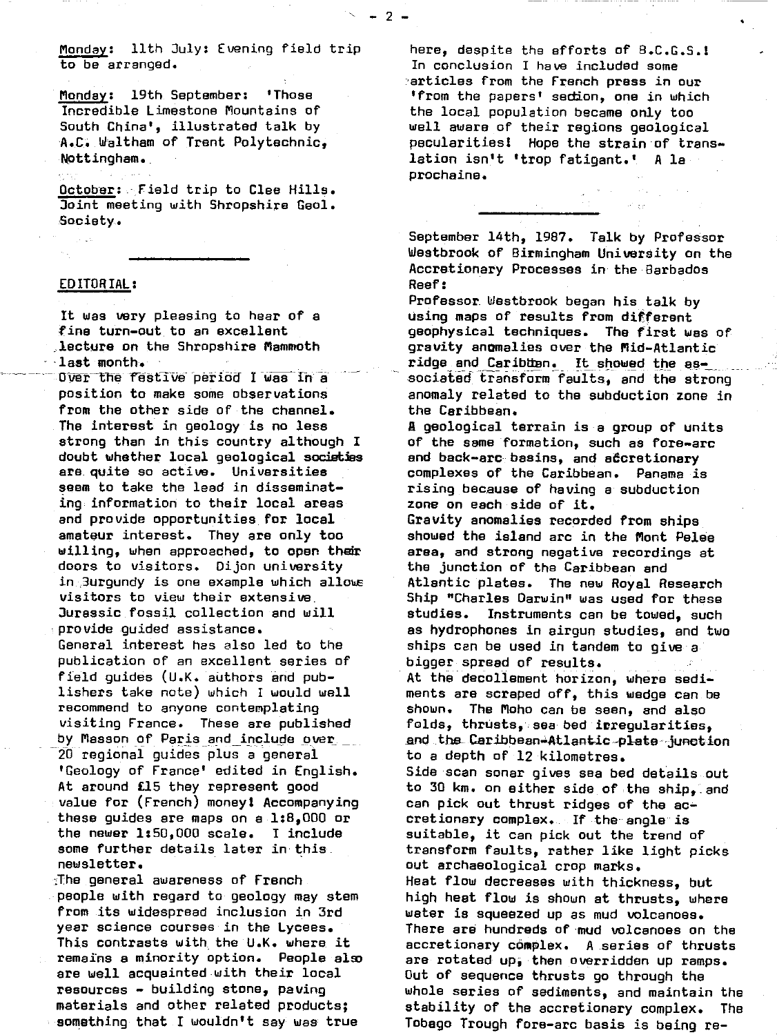Monday: 11th July: Evening field trip to be arranged.

Monday: 19th September: 'Those Incredible Limestone Mountains of South China', illustrated talk by A.C. Waltham of Trent Polytechnic, Nottingham.

October: Field trip to Clee Hills. Joint meeting with Shropshire Geol. Society.

---

EDITORIAL:

It was very pleasing to hear of a fine turn-out to an excellent lecture on the Shropshire Mammoth last month.

Over the festive period I was in a position to make some observations from the other side of the channel. The interest in geology is no less strong than in this country although I doubt whether local geological societies are quite so active. Universities seem to take the lead in disseminating information to their local areas and provide opportunities for local amateur interest. They are only too willing, when approached, to open their doors to visitors. Dijon university in Burgundy is one example which allows visitors to view their extensive Jurassic fossil collection and will provide guided assistance.

General interest has also led to the publication of an excellent series of field guides (U.K. authors and publishers take note) which I would well recommend to anyone contemplating visiting France. These are published by Masson of Paris and include over 20 regional guides plus a general 'Geology of France' edited in English. At around £15 they represent good value for (French) money! Accompanying these guides are maps on a 1:8,000 or the newer 1:50,000 scale. I include some further details later in this newsletter.

The general awareness of French people with regard to geology may stem from its widespread inclusion in 3rd year science courses in the Lycees. This contrasts with the U.K. where it remains a minority option. People also are well acquainted with their local resources - building stone, paving materials and other related products; something that I wouldn't say was true here, despite the efforts of B.C.G.S.! In conclusion I have included some articles from the French press in our 'from the papers' section, one in which the local population became only too well aware of their regions geological pecularities! Hope the strain of translation isn't 'trop fatigant.' A la prochaine.

---

September 14th, 1987. Talk by Professor Westbrook of Birmingham University on the Accretionary Processes in the Barbados Reef:

Professor Westbrook began his talk by using maps of results from different geophysical techniques. The first was of gravity anomalies over the Mid-Atlantic ridge and Caribben. It showed the associated transform faults, and the strong anomaly related to the subduction zone in the Caribbean.

A geological terrain is a group of units of the same formation, such as fore-arc and back-arc basins, and accretionary complexes of the Caribbean. Panama is rising because of having a subduction zone on each side of it.

Gravity anomalies recorded from ships showed the island arc in the Mont Pelee area, and strong negative recordings at the junction of the Caribbean and Atlantic plates. The new Royal Research Ship "Charles Darwin" was used for these studies. Instruments can be towed, such as hydrophones in airgun studies, and two ships can be used in tandem to give a bigger spread of results.

At the decollement horizon, where sediments are scraped off, this wedge can be shown. The Moho can be seen, and also folds, thrusts, sea bed irregularities, and the Caribbean-Atlantic plate junction to a depth of 12 kilometres.

Side scan sonar gives sea bed details out to 30 km. on either side of the ship, and can pick out thrust ridges of the accretionary complex. If the angle is suitable, it can pick out the trend of transform faults, rather like light picks out archaeological crop marks.

Heat flow decreases with thickness, but high heat flow is shown at thrusts, where water is squeezed up as mud volcanoes. There are hundreds of mud volcanoes on the accretionary complex. A series of thrusts are rotated up, then overridden up ramps. Out of sequence thrusts go through the whole series of sediments, and maintain the stability of the accretionary complex. The Tobago Trough fore-arc basis is being re-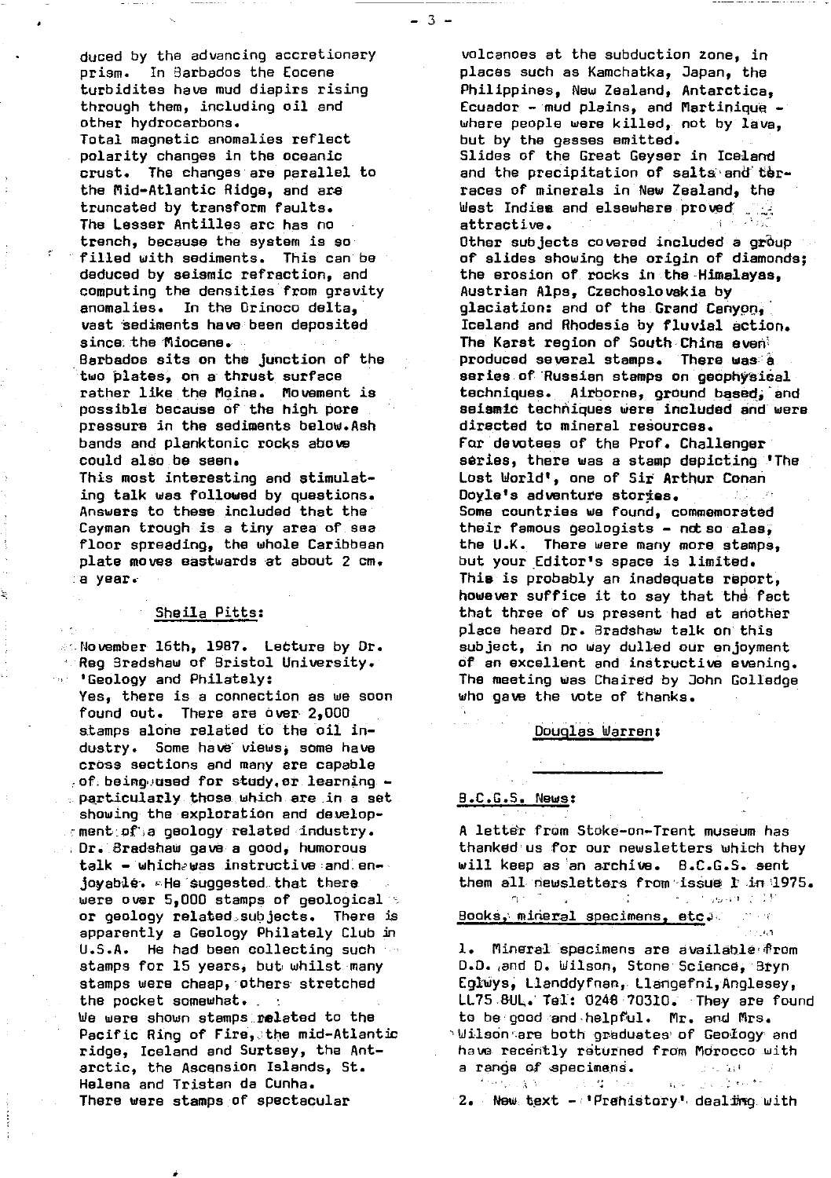duced by the advancing accretionary prism. In Barbados the Eocene turbidites have mud diapirs rising through them, including oil and other hydrocarbons.
Total magnetic anomalies reflect polarity changes in the oceanic crust. The changes are parallel to the Mid-Atlantic Ridge, and are truncated by transform faults.
The Lesser Antilles arc has no trench, because the system is so filled with sediments. This can be deduced by seismic refraction, and computing the densities from gravity anomalies. In the Orinoco delta, vast sediments have been deposited since the Miocene.
Barbados sits on the junction of the two plates, on a thrust surface rather like the Moine. Movement is possible because of the high pore pressure in the sediments below. Ash bands and planktonic rocks above could also be seen.
This most interesting and stimulating talk was followed by questions. Answers to these included that the Cayman trough is a tiny area of sea floor spreading, the whole Caribbean plate moves eastwards at about 2 cm. a year.

Sheila Pitts:

November 16th, 1987. Lecture by Dr. Reg Bradshaw of Bristol University. 'Geology and Philately:
Yes, there is a connection as we soon found out. There are over 2,000 stamps alone related to the oil industry. Some have views, some have cross sections and many are capable of being used for study, or learning - particularly those which are in a set showing the exploration and development of a geology related industry.
Dr. Bradshaw gave a good, humorous talk - which was instructive and enjoyable. He suggested that there were over 5,000 stamps of geological or geology related subjects. There is apparently a Geology Philately Club in U.S.A. He had been collecting such stamps for 15 years, but whilst many stamps were cheap, others stretched the pocket somewhat.
We were shown stamps related to the Pacific Ring of Fire, the mid-Atlantic ridge, Iceland and Surtsey, the Antarctic, the Ascension Islands, St. Helena and Tristan da Cunha.
There were stamps of spectacular volcanoes at the subduction zone, in places such as Kamchatka, Japan, the Philippines, New Zealand, Antarctica, Ecuador - mud plains, and Martinique - where people were killed, not by lava, but by the gasses emitted.
Slides of the Great Geyser in Iceland and the precipitation of salts and terraces of minerals in New Zealand, the West Indies and elsewhere proved attractive.
Other subjects covered included a group of slides showing the origin of diamonds; the erosion of rocks in the Himalayas, Austrian Alps, Czechoslovakia by glaciation: and of the Grand Canyon, Iceland and Rhodesia by fluvial action. The Karst region of South China even produced several stamps. There was a series of Russian stamps on geophysical techniques. Airborne, ground based, and seismic techniques were included and were directed to mineral resources.
For devotees of the Prof. Challenger series, there was a stamp depicting 'The Lost World', one of Sir Arthur Conan Doyle's adventure stories.
Some countries we found, commemorated their famous geologists - not so alas, the U.K. There were many more stamps, but your Editor's space is limited.
This is probably an inadequate report, however suffice it to say that the fact that three of us present had at another place heard Dr. Bradshaw talk on this subject, in no way dulled our enjoyment of an excellent and instructive evening.
The meeting was Chaired by John Golledge who gave the vote of thanks.

Douglas Warren:

---

B.C.G.S. News:

A letter from Stoke-on-Trent museum has thanked us for our newsletters which they will keep as an archive. B.C.G.S. sent them all newsletters from issue 1 in 1975.

Books, mineral specimens, etc.

1. Mineral specimens are available from D.D. and D. Wilson, Stone Science, Bryn Eglwys, Llanddyfnan, Llangefni, Anglesey, LL75 8UL. Tel: 0248 70310. They are found to be good and helpful. Mr. and Mrs. Wilson are both graduates of Geology and have recently returned from Morocco with a range of specimens.

2. New text - 'Prehistory' dealing with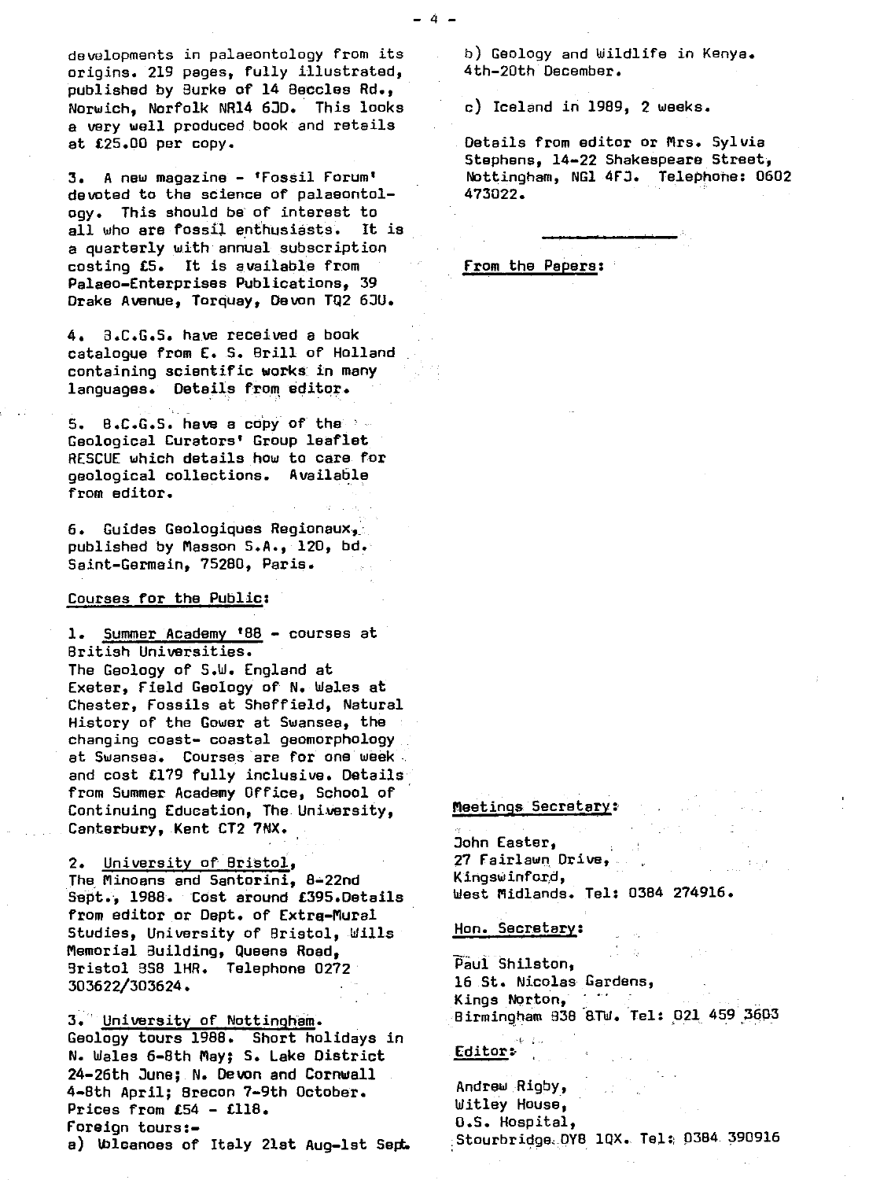developments in palaeontology from its origins. 219 pages, fully illustrated, published by Burke of 14 Beccles Rd., Norwich, Norfolk NR14 6JD. This looks a very well produced book and retails at £25.00 per copy.

3. A new magazine - 'Fossil Forum' devoted to the science of palaeontology. This should be of interest to all who are fossil enthusiasts. It is a quarterly with annual subscription costing £5. It is available from Palaeo-Enterprises Publications, 39 Drake Avenue, Torquay, Devon TQ2 6JU.

4. B.C.G.S. have received a book catalogue from E. S. Brill of Holland containing scientific works in many languages. Details from editor.

5. B.C.G.S. have a copy of the Geological Curators' Group leaflet RESCUE which details how to care for geological collections. Available from editor.

6. Guides Geologiques Regionaux, published by Masson S.A., 120, bd. Saint-Germain, 75280, Paris.

Courses for the Public:

1. Summer Academy '88 - courses at British Universities.
The Geology of S.W. England at Exeter, Field Geology of N. Wales at Chester, Fossils at Sheffield, Natural History of the Gower at Swansea, the changing coast- coastal geomorphology at Swansea. Courses are for one week and cost £179 fully inclusive. Details from Summer Academy Office, School of Continuing Education, The University, Canterbury, Kent CT2 7NX.

2. University of Bristol,
The Minoans and Santorini, 8-22nd Sept., 1988. Cost around £395.Details from editor or Dept. of Extra-Mural Studies, University of Bristol, Wills Memorial Building, Queens Road, Bristol BS8 1HR. Telephone 0272 303622/303624.

3. University of Nottingham.
Geology tours 1988. Short holidays in N. Wales 6-8th May; S. Lake District 24-26th June; N. Devon and Cornwall 4-8th April; Brecon 7-9th October. Prices from £54 - £118.
Foreign tours:-
a) Volcanoes of Italy 21st Aug-1st Sept.

b) Geology and Wildlife in Kenya. 4th-20th December.

c) Iceland in 1989, 2 weeks.

Details from editor or Mrs. Sylvia Stephens, 14-22 Shakespeare Street, Nottingham, NG1 4FJ. Telephone: 0602 473022.

---

From the Papers:

Meetings Secretary:

John Easter,
27 Fairlawn Drive,
Kingswinford,
West Midlands. Tel: 0384 274916.

Hon. Secretary:

Paul Shilston,
16 St. Nicolas Gardens,
Kings Norton,
Birmingham B38 8TW. Tel: 021 459 3603

Editor:

Andrew Rigby,
Witley House,
O.S. Hospital,
Stourbridge DY8 1QX. Tel: 0384 390916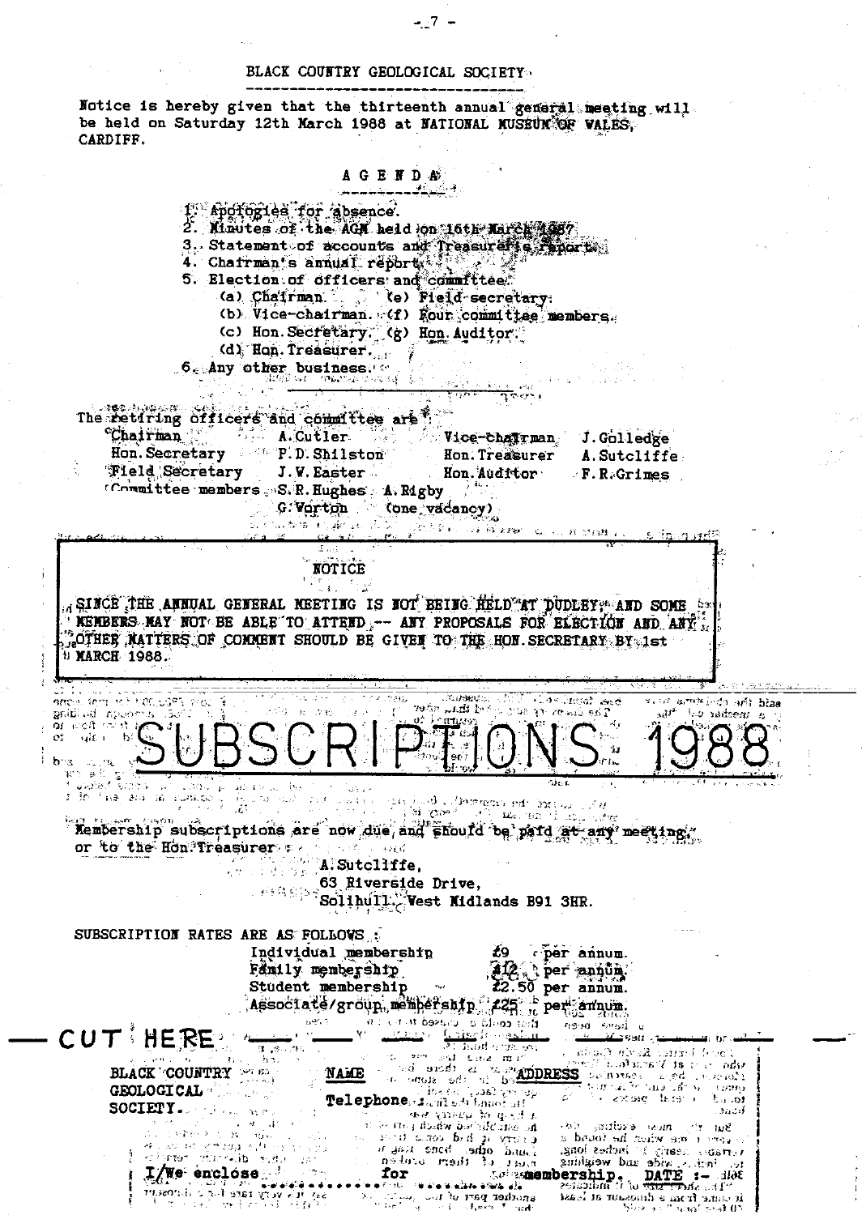## BLACK COUNTRY GEOLOGICAL SOCIETY

Notice is hereby given that the thirteenth annual general meeting will be held on Saturday 12th March 1988 at NATIONAL MUSEUM OF WALES, CARDIFF.

### AGENDA

1. Apologies for absence.
2. Minutes of the AGM held on 16th March 1987.
3. Statement of accounts and Treasurer's report.
4. Chairman's annual report.
5. Election of officers and committee.
   - (a) Chairman.
   - (b) Vice-chairman.
   - (c) Hon.Secretary.
   - (d) Hon.Treasurer.
   - (e) Field secretary.
   - (f) Four committee members.
   - (g) Hon.Auditor.
6. Any other business.

The retiring officers and committee are:

| | | | |
|---|---|---|---|
| Chairman | A.Cutler | Vice-chairman | J.Golledge |
| Hon.Secretary | P.D.Shilston | Hon.Treasurer | A.Sutcliffe |
| Field Secretary | J.W.Easter | Hon.Auditor | F.R.Grimes |
| Committee members | S.R.Hughes, A.Rigby, G.Worton (one vacancy) | | |

**NOTICE**

SINCE THE ANNUAL GENERAL MEETING IS NOT BEING HELD AT DUDLEY, AND SOME MEMBERS MAY NOT BE ABLE TO ATTEND, -- ANY PROPOSALS FOR ELECTION AND ANY OTHER MATTERS OF COMMENT SHOULD BE GIVEN TO THE HON.SECRETARY BY 1st MARCH 1988.

# SUBSCRIPTIONS 1988

Membership subscriptions are now due, and should be paid at any meeting, or to the Hon.Treasurer

A.Sutcliffe,
63 Riverside Drive,
Solihull, West Midlands B91 3HR.

SUBSCRIPTION RATES ARE AS FOLLOWS:

| | |
|---|---|
| Individual membership | £9 per annum. |
| Family membership | £12 per annum. |
| Student membership | £2.50 per annum. |
| Associate/group membership | £25 per annum. |

— CUT HERE —

BLACK COUNTRY GEOLOGICAL SOCIETY.

NAME

ADDRESS

Telephone

I/We enclose .................... for .................... membership. DATE :-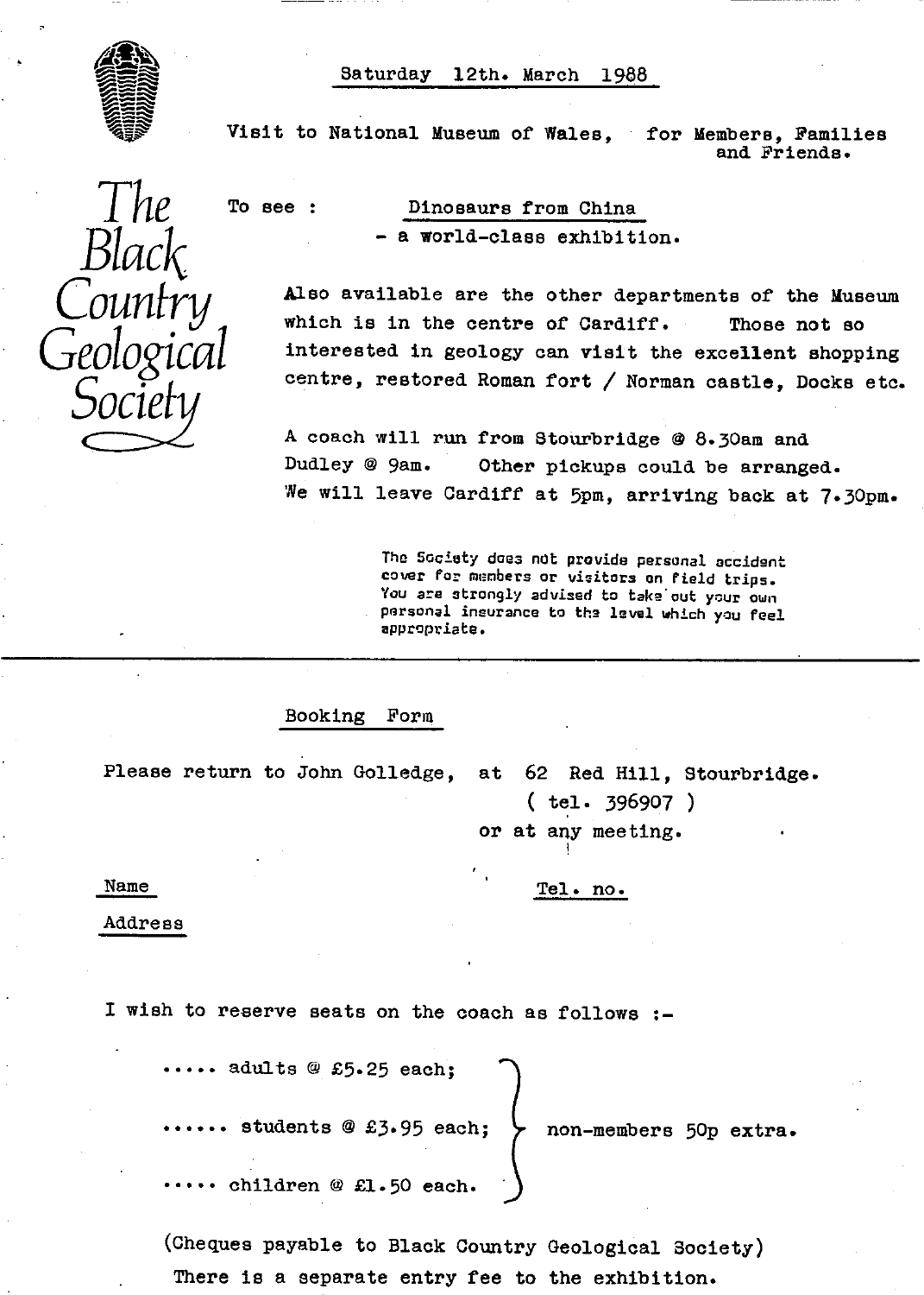**The Black Country Geological Society**

## Saturday 12th. March 1988

Visit to National Museum of Wales, for Members, Families and Friends.

To see : Dinosaurs from China
- a world-class exhibition.

Also available are the other departments of the Museum which is in the centre of Cardiff. Those not so interested in geology can visit the excellent shopping centre, restored Roman fort / Norman castle, Docks etc.

A coach will run from Stourbridge @ 8.30am and Dudley @ 9am. Other pickups could be arranged. We will leave Cardiff at 5pm, arriving back at 7.30pm.

The Society does not provide personal accident cover for members or visitors on field trips. You are strongly advised to take out your own personal insurance to the level which you feel appropriate.

---

## Booking Form

Please return to John Golledge, at 62 Red Hill, Stourbridge. ( tel. 396907 ) or at any meeting.

Name

Tel. no.

Address

I wish to reserve seats on the coach as follows :-

..... adults @ £5.25 each;

...... students @ £3.95 each;

..... children @ £1.50 each.

non-members 50p extra.

(Cheques payable to Black Country Geological Society)

There is a separate entry fee to the exhibition.